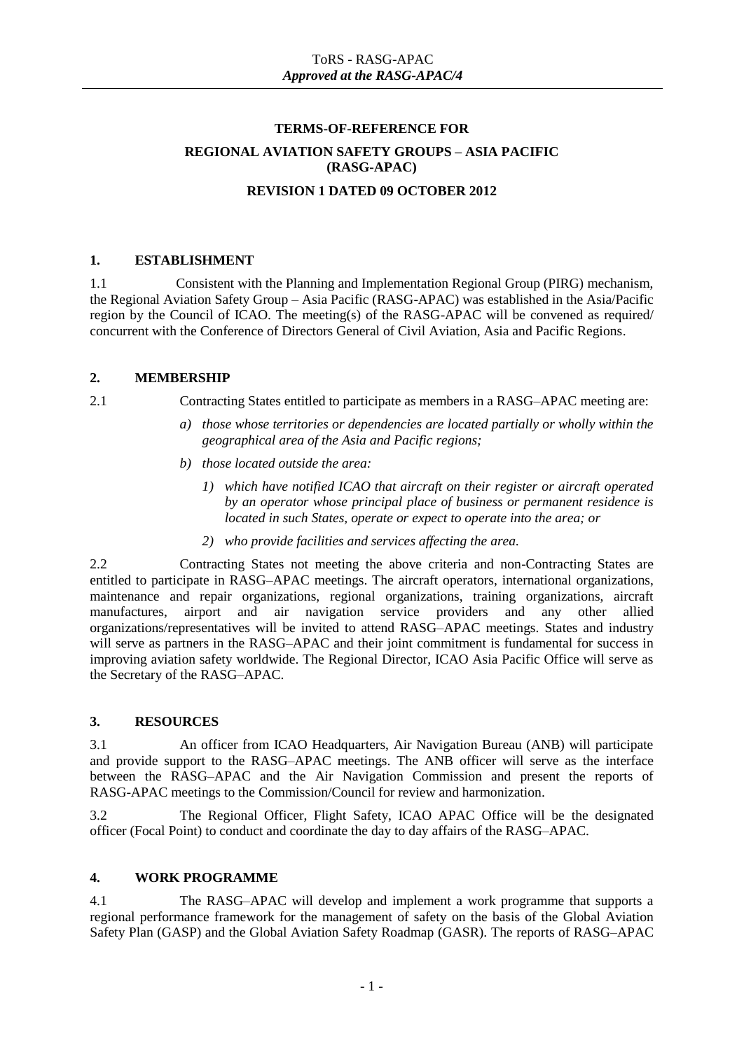# TERMS-OF-REFERENCE FOR

# REGIONAL AVIATION SAFETY GROUPS – ASIA PACIFIC (RASG-APAC)

## REVISION 1 DATED 09 OCTOBER 2012

### 1. ESTABLISHMENT

1.1 Consistent with the Planning and Implementation Regional Group (PIRG) mechanism, the Regional Aviation Safety Group – Asia Pacific (RASG-APAC) was established in the Asia/Pacific region by the Council of ICAO. The meeting(s) of the RASG-APAC will be convened as required/ concurrent with the Conference of Directors General of Civil Aviation, Asia and Pacific Regions.

### 2. MEMBERSHIP

2.1 Contracting States entitled to participate as members in a RASG–APAC meeting are:

*a) those whose territories or dependencies are located partially or wholly within the geographical area of the Asia and Pacific regions;*

*b) those located outside the area:*

*1) which have notified ICAO that aircraft on their register or aircraft operated by an operator whose principal place of business or permanent residence is located in such States, operate or expect to operate into the area; or*

*2) who provide facilities and services affecting the area.*

2.2 Contracting States not meeting the above criteria and non-Contracting States are entitled to participate in RASG–APAC meetings. The aircraft operators, international organizations, maintenance and repair organizations, regional organizations, training organizations, aircraft manufactures, airport and air navigation service providers and any other allied organizations/representatives will be invited to attend RASG–APAC meetings. States and industry will serve as partners in the RASG–APAC and their joint commitment is fundamental for success in improving aviation safety worldwide. The Regional Director, ICAO Asia Pacific Office will serve as the Secretary of the RASG–APAC.

### 3. RESOURCES

3.1 An officer from ICAO Headquarters, Air Navigation Bureau (ANB) will participate and provide support to the RASG–APAC meetings. The ANB officer will serve as the interface between the RASG–APAC and the Air Navigation Commission and present the reports of RASG-APAC meetings to the Commission/Council for review and harmonization.

3.2 The Regional Officer, Flight Safety, ICAO APAC Office will be the designated officer (Focal Point) to conduct and coordinate the day to day affairs of the RASG–APAC.

### 4. WORK PROGRAMME

4.1 The RASG–APAC will develop and implement a work programme that supports a regional performance framework for the management of safety on the basis of the Global Aviation Safety Plan (GASP) and the Global Aviation Safety Roadmap (GASR). The reports of RASG–APAC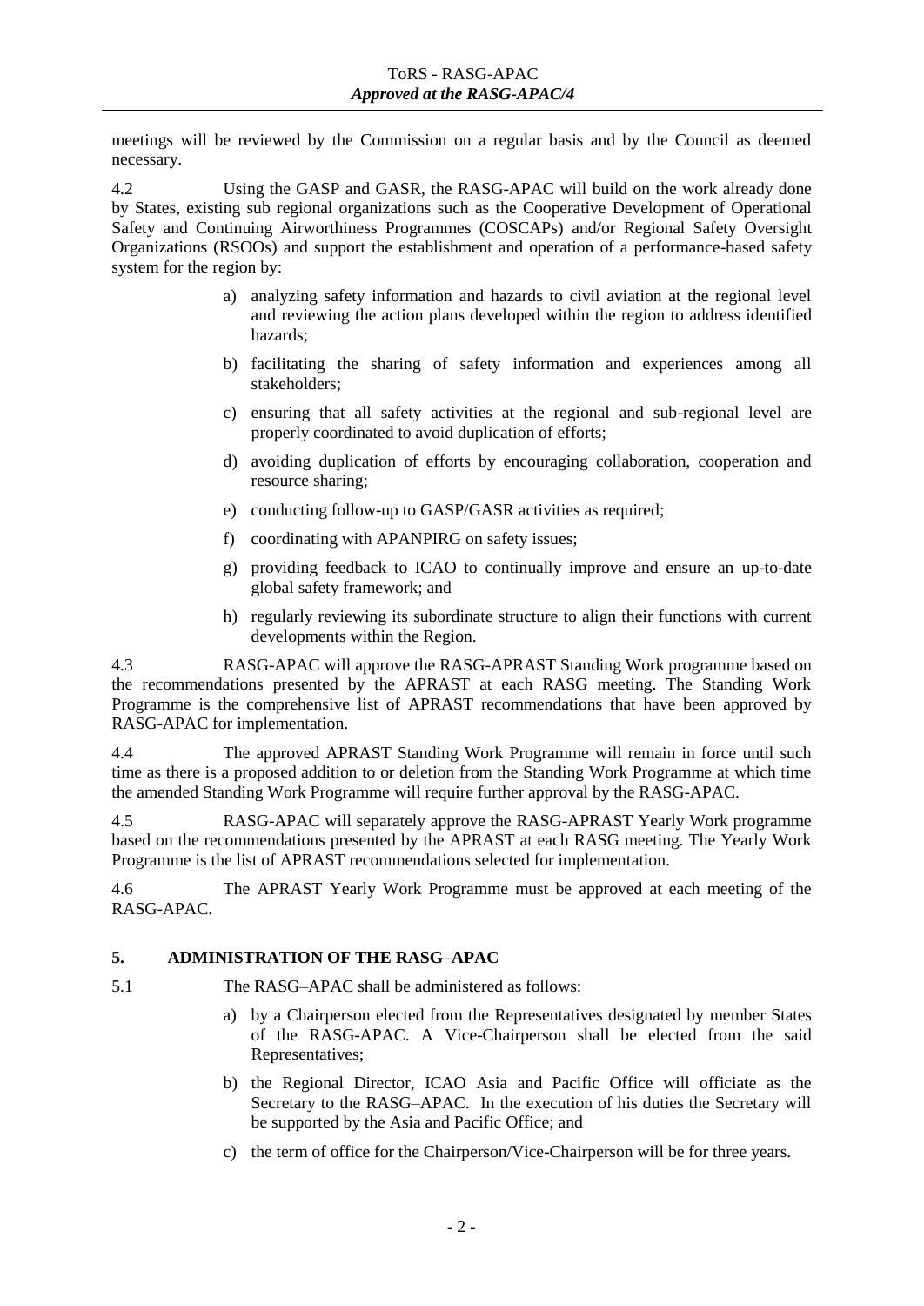meetings will be reviewed by the Commission on a regular basis and by the Council as deemed necessary.

4.2 Using the GASP and GASR, the RASG-APAC will build on the work already done by States, existing sub regional organizations such as the Cooperative Development of Operational Safety and Continuing Airworthiness Programmes (COSCAPs) and/or Regional Safety Oversight Organizations (RSOOs) and support the establishment and operation of a performance-based safety system for the region by:

a) analyzing safety information and hazards to civil aviation at the regional level and reviewing the action plans developed within the region to address identified hazards;

b) facilitating the sharing of safety information and experiences among all stakeholders;

c) ensuring that all safety activities at the regional and sub-regional level are properly coordinated to avoid duplication of efforts;

d) avoiding duplication of efforts by encouraging collaboration, cooperation and resource sharing;

e) conducting follow-up to GASP/GASR activities as required;

f) coordinating with APANPIRG on safety issues;

g) providing feedback to ICAO to continually improve and ensure an up-to-date global safety framework; and

h) regularly reviewing its subordinate structure to align their functions with current developments within the Region.

4.3 RASG-APAC will approve the RASG-APRAST Standing Work programme based on the recommendations presented by the APRAST at each RASG meeting. The Standing Work Programme is the comprehensive list of APRAST recommendations that have been approved by RASG-APAC for implementation.

4.4 The approved APRAST Standing Work Programme will remain in force until such time as there is a proposed addition to or deletion from the Standing Work Programme at which time the amended Standing Work Programme will require further approval by the RASG-APAC.

4.5 RASG-APAC will separately approve the RASG-APRAST Yearly Work programme based on the recommendations presented by the APRAST at each RASG meeting. The Yearly Work Programme is the list of APRAST recommendations selected for implementation.

4.6 The APRAST Yearly Work Programme must be approved at each meeting of the RASG-APAC.

## 5. ADMINISTRATION OF THE RASG–APAC

5.1 The RASG–APAC shall be administered as follows:

a) by a Chairperson elected from the Representatives designated by member States of the RASG-APAC. A Vice-Chairperson shall be elected from the said Representatives;

b) the Regional Director, ICAO Asia and Pacific Office will officiate as the Secretary to the RASG–APAC. In the execution of his duties the Secretary will be supported by the Asia and Pacific Office; and

c) the term of office for the Chairperson/Vice-Chairperson will be for three years.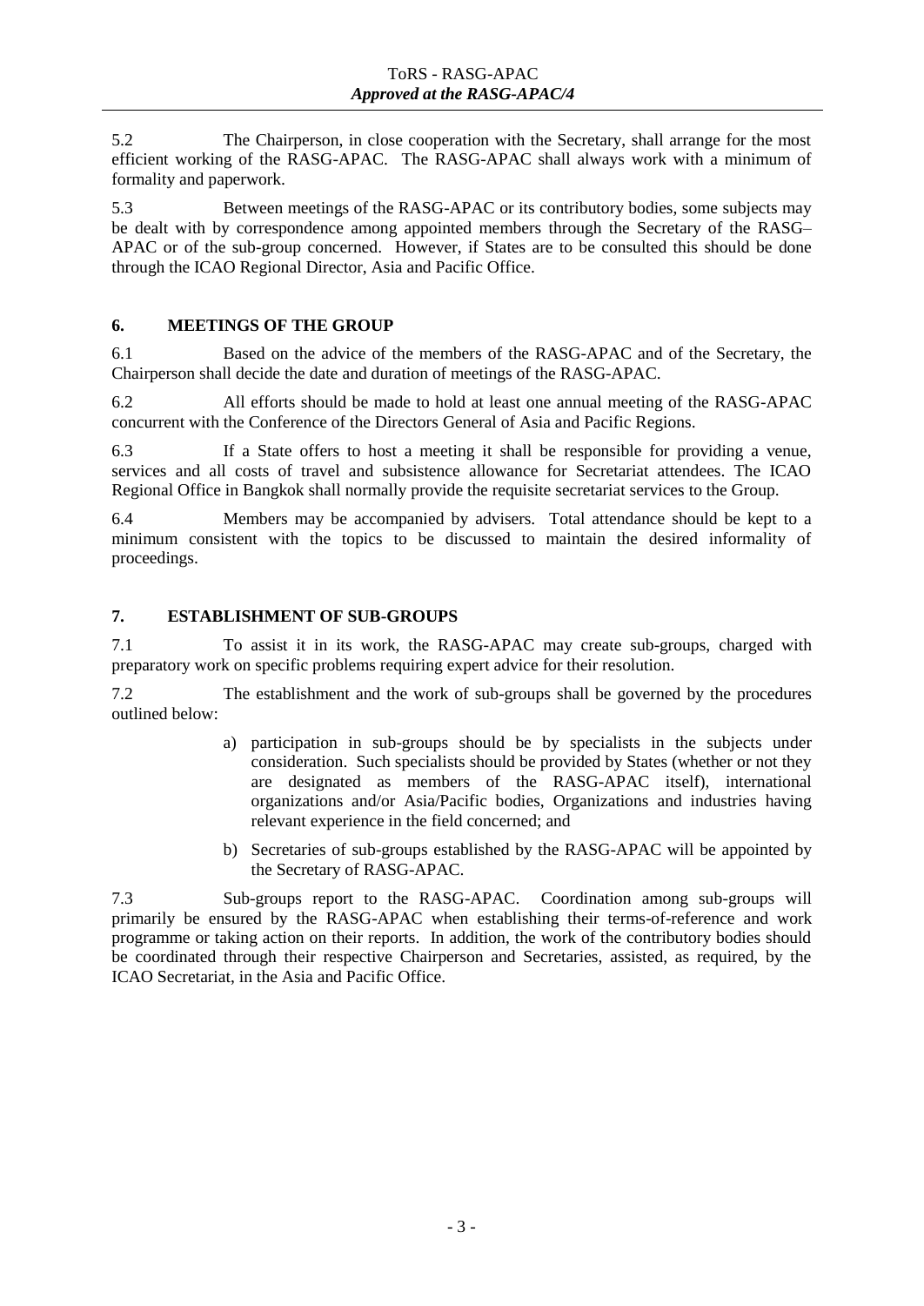5.2 The Chairperson, in close cooperation with the Secretary, shall arrange for the most efficient working of the RASG-APAC. The RASG-APAC shall always work with a minimum of formality and paperwork.

5.3 Between meetings of the RASG-APAC or its contributory bodies, some subjects may be dealt with by correspondence among appointed members through the Secretary of the RASG–APAC or of the sub-group concerned. However, if States are to be consulted this should be done through the ICAO Regional Director, Asia and Pacific Office.

## 6. MEETINGS OF THE GROUP

6.1 Based on the advice of the members of the RASG-APAC and of the Secretary, the Chairperson shall decide the date and duration of meetings of the RASG-APAC.

6.2 All efforts should be made to hold at least one annual meeting of the RASG-APAC concurrent with the Conference of the Directors General of Asia and Pacific Regions.

6.3 If a State offers to host a meeting it shall be responsible for providing a venue, services and all costs of travel and subsistence allowance for Secretariat attendees. The ICAO Regional Office in Bangkok shall normally provide the requisite secretariat services to the Group.

6.4 Members may be accompanied by advisers. Total attendance should be kept to a minimum consistent with the topics to be discussed to maintain the desired informality of proceedings.

## 7. ESTABLISHMENT OF SUB-GROUPS

7.1 To assist it in its work, the RASG-APAC may create sub-groups, charged with preparatory work on specific problems requiring expert advice for their resolution.

7.2 The establishment and the work of sub-groups shall be governed by the procedures outlined below:

a) participation in sub-groups should be by specialists in the subjects under consideration. Such specialists should be provided by States (whether or not they are designated as members of the RASG-APAC itself), international organizations and/or Asia/Pacific bodies, Organizations and industries having relevant experience in the field concerned; and

b) Secretaries of sub-groups established by the RASG-APAC will be appointed by the Secretary of RASG-APAC.

7.3 Sub-groups report to the RASG-APAC. Coordination among sub-groups will primarily be ensured by the RASG-APAC when establishing their terms-of-reference and work programme or taking action on their reports. In addition, the work of the contributory bodies should be coordinated through their respective Chairperson and Secretaries, assisted, as required, by the ICAO Secretariat, in the Asia and Pacific Office.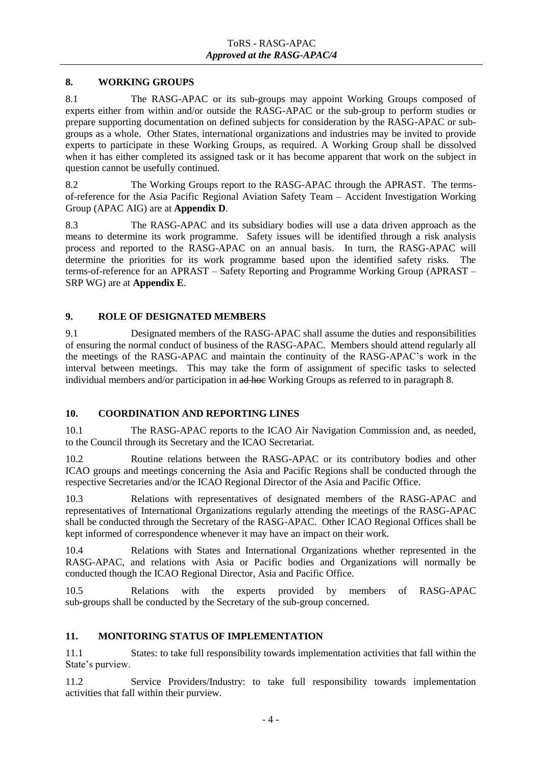## 8. WORKING GROUPS

8.1 The RASG-APAC or its sub-groups may appoint Working Groups composed of experts either from within and/or outside the RASG-APAC or the sub-group to perform studies or prepare supporting documentation on defined subjects for consideration by the RASG-APAC or sub-groups as a whole. Other States, international organizations and industries may be invited to provide experts to participate in these Working Groups, as required. A Working Group shall be dissolved when it has either completed its assigned task or it has become apparent that work on the subject in question cannot be usefully continued.

8.2 The Working Groups report to the RASG-APAC through the APRAST. The terms-of-reference for the Asia Pacific Regional Aviation Safety Team – Accident Investigation Working Group (APAC AIG) are at **Appendix D**.

8.3 The RASG-APAC and its subsidiary bodies will use a data driven approach as the means to determine its work programme. Safety issues will be identified through a risk analysis process and reported to the RASG-APAC on an annual basis. In turn, the RASG-APAC will determine the priorities for its work programme based upon the identified safety risks. The terms-of-reference for an APRAST – Safety Reporting and Programme Working Group (APRAST – SRP WG) are at **Appendix E**.

## 9. ROLE OF DESIGNATED MEMBERS

9.1 Designated members of the RASG-APAC shall assume the duties and responsibilities of ensuring the normal conduct of business of the RASG-APAC. Members should attend regularly all the meetings of the RASG-APAC and maintain the continuity of the RASG-APAC's work in the interval between meetings. This may take the form of assignment of specific tasks to selected individual members and/or participation in ~~ad hoc~~ Working Groups as referred to in paragraph 8.

## 10. COORDINATION AND REPORTING LINES

10.1 The RASG-APAC reports to the ICAO Air Navigation Commission and, as needed, to the Council through its Secretary and the ICAO Secretariat.

10.2 Routine relations between the RASG-APAC or its contributory bodies and other ICAO groups and meetings concerning the Asia and Pacific Regions shall be conducted through the respective Secretaries and/or the ICAO Regional Director of the Asia and Pacific Office.

10.3 Relations with representatives of designated members of the RASG-APAC and representatives of International Organizations regularly attending the meetings of the RASG-APAC shall be conducted through the Secretary of the RASG-APAC. Other ICAO Regional Offices shall be kept informed of correspondence whenever it may have an impact on their work.

10.4 Relations with States and International Organizations whether represented in the RASG-APAC, and relations with Asia or Pacific bodies and Organizations will normally be conducted though the ICAO Regional Director, Asia and Pacific Office.

10.5 Relations with the experts provided by members of RASG-APAC sub-groups shall be conducted by the Secretary of the sub-group concerned.

## 11. MONITORING STATUS OF IMPLEMENTATION

11.1 States: to take full responsibility towards implementation activities that fall within the State's purview.

11.2 Service Providers/Industry: to take full responsibility towards implementation activities that fall within their purview.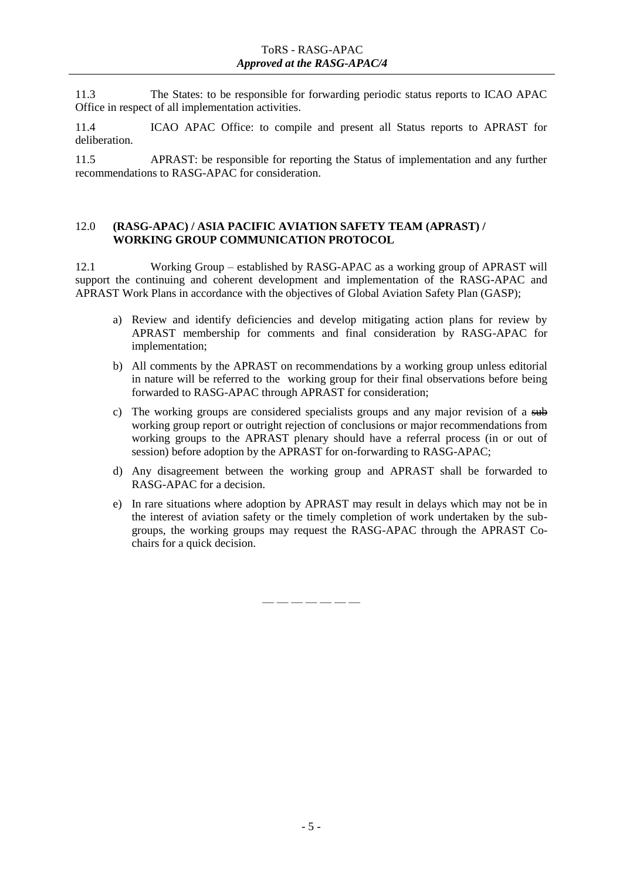11.3 The States: to be responsible for forwarding periodic status reports to ICAO APAC Office in respect of all implementation activities.

11.4 ICAO APAC Office: to compile and present all Status reports to APRAST for deliberation.

11.5 APRAST: be responsible for reporting the Status of implementation and any further recommendations to RASG-APAC for consideration.

## 12.0 (RASG-APAC) / ASIA PACIFIC AVIATION SAFETY TEAM (APRAST) / WORKING GROUP COMMUNICATION PROTOCOL

12.1 Working Group – established by RASG-APAC as a working group of APRAST will support the continuing and coherent development and implementation of the RASG-APAC and APRAST Work Plans in accordance with the objectives of Global Aviation Safety Plan (GASP);

a) Review and identify deficiencies and develop mitigating action plans for review by APRAST membership for comments and final consideration by RASG-APAC for implementation;

b) All comments by the APRAST on recommendations by a working group unless editorial in nature will be referred to the working group for their final observations before being forwarded to RASG-APAC through APRAST for consideration;

c) The working groups are considered specialists groups and any major revision of a ~~sub~~ working group report or outright rejection of conclusions or major recommendations from working groups to the APRAST plenary should have a referral process (in or out of session) before adoption by the APRAST for on-forwarding to RASG-APAC;

d) Any disagreement between the working group and APRAST shall be forwarded to RASG-APAC for a decision.

e) In rare situations where adoption by APRAST may result in delays which may not be in the interest of aviation safety or the timely completion of work undertaken by the sub-groups, the working groups may request the RASG-APAC through the APRAST Co-chairs for a quick decision.

— — — — — — —